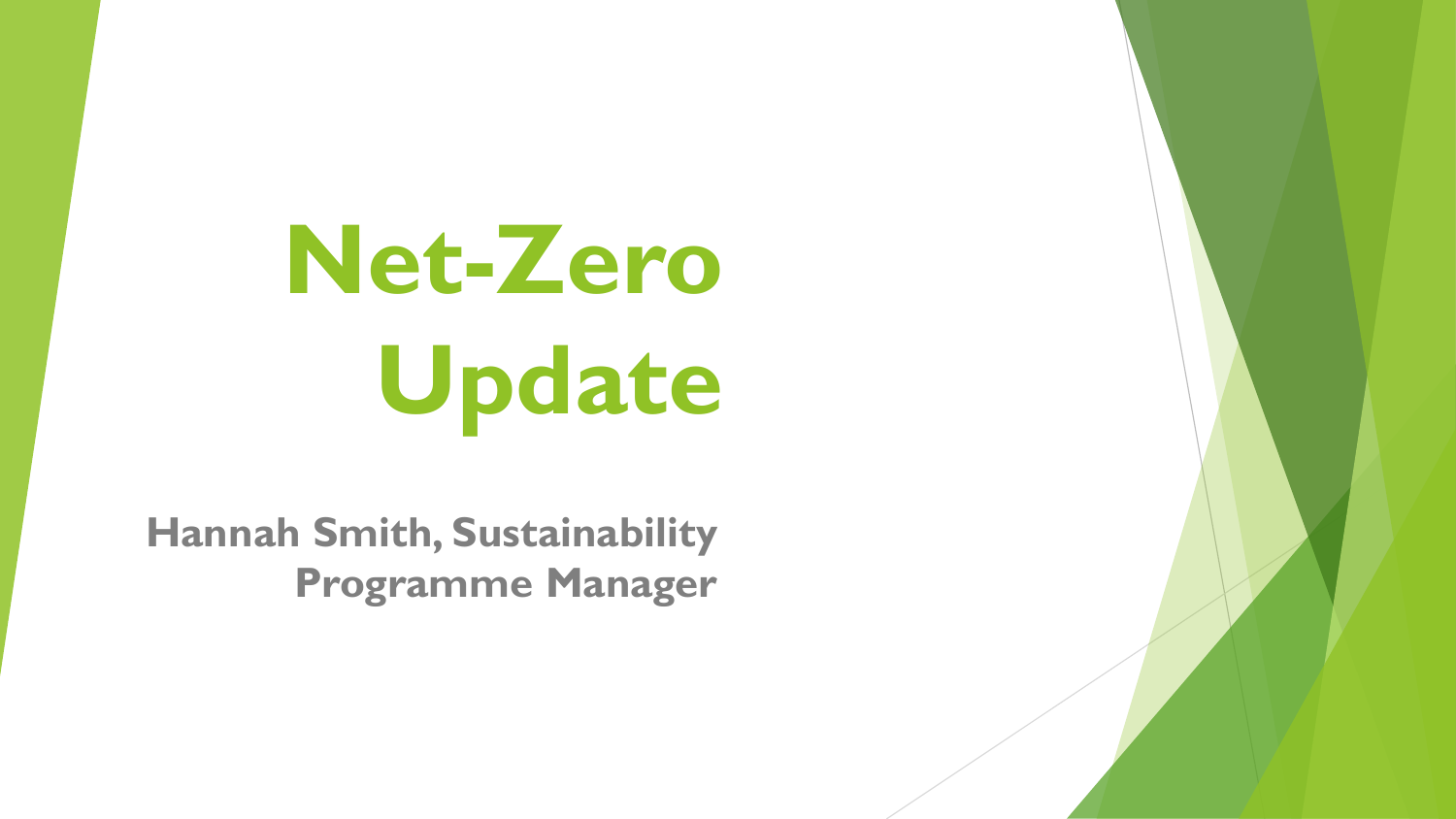# Net-Zero Update

**Hannah Smith, Sustainability Programme Manager**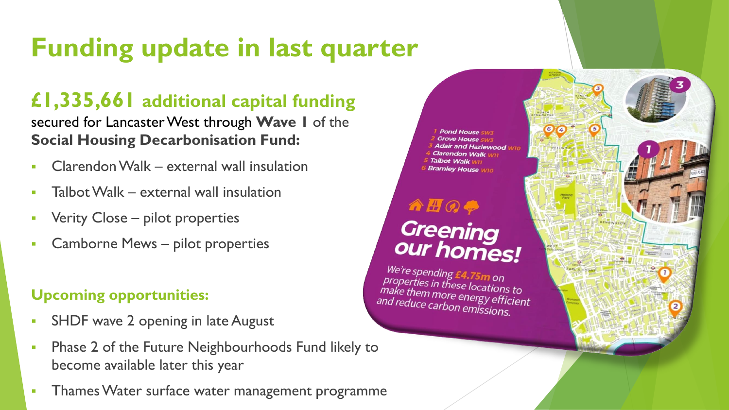# Funding update in last quarter

## £1,335,661 additional capital funding

secured for Lancaster West through **Wave 1** of the **Social Housing Decarbonisation Fund:**

- Clarendon Walk – external wall insulation
- Talbot Walk – external wall insulation
- Verity Close – pilot properties
- Camborne Mews – pilot properties

### Upcoming opportunities:

- SHDF wave 2 opening in late August
- Phase 2 of the Future Neighbourhoods Fund likely to become available later this year
- Thames Water surface water management programme

1 Pond House SW3
2 Grove House SW3
3 Adair and Hazlewood W10
4 Clarendon Walk W11
5 Talbot Walk W11
6 Bramley House W10

**Greening our homes!**

*We're spending £4.75m on properties in these locations to make them more energy efficient and reduce carbon emissions.*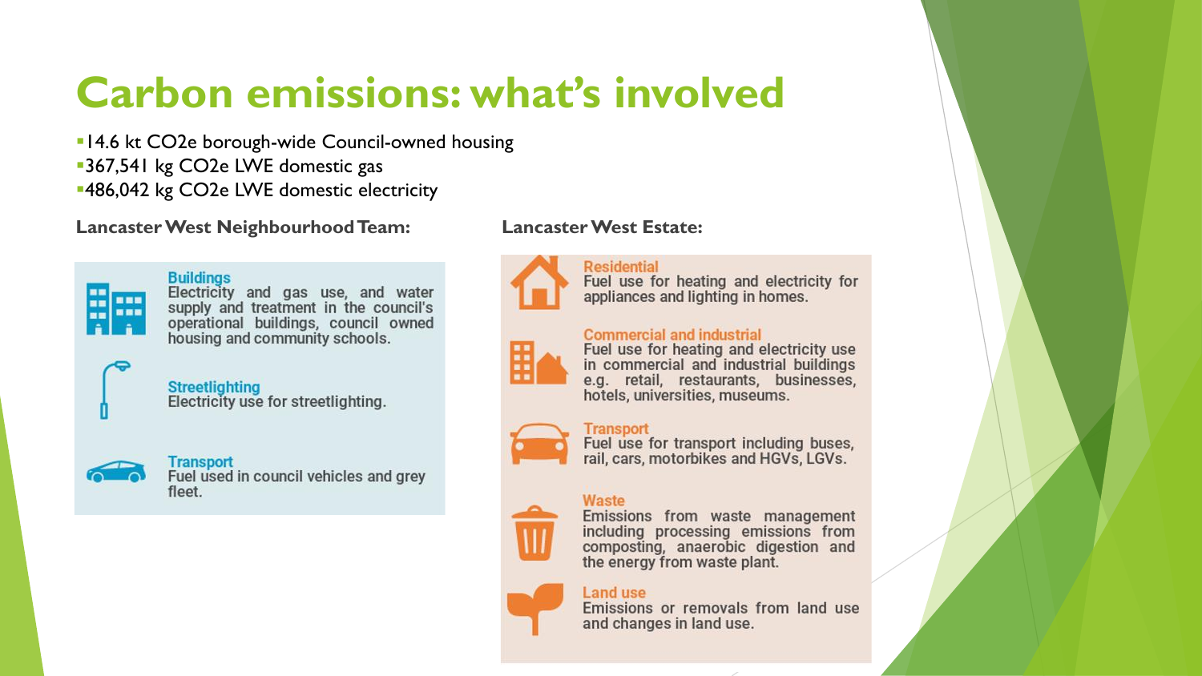# Carbon emissions: what's involved

- 14.6 kt $CO_2$e borough-wide Council-owned housing
- 367,541 kg $CO_2$e LWE domestic gas
- 486,042 kg $CO_2$e LWE domestic electricity

**Lancaster West Neighbourhood Team:**

**Buildings**
Electricity and gas use, and water supply and treatment in the council's operational buildings, council owned housing and community schools.

**Streetlighting**
Electricity use for streetlighting.

**Transport**
Fuel used in council vehicles and grey fleet.

**Lancaster West Estate:**

**Residential**
Fuel use for heating and electricity for appliances and lighting in homes.

**Commercial and industrial**
Fuel use for heating and electricity use in commercial and industrial buildings e.g. retail, restaurants, businesses, hotels, universities, museums.

**Transport**
Fuel use for transport including buses, rail, cars, motorbikes and HGVs, LGVs.

**Waste**
Emissions from waste management including processing emissions from composting, anaerobic digestion and the energy from waste plant.

**Land use**
Emissions or removals from land use and changes in land use.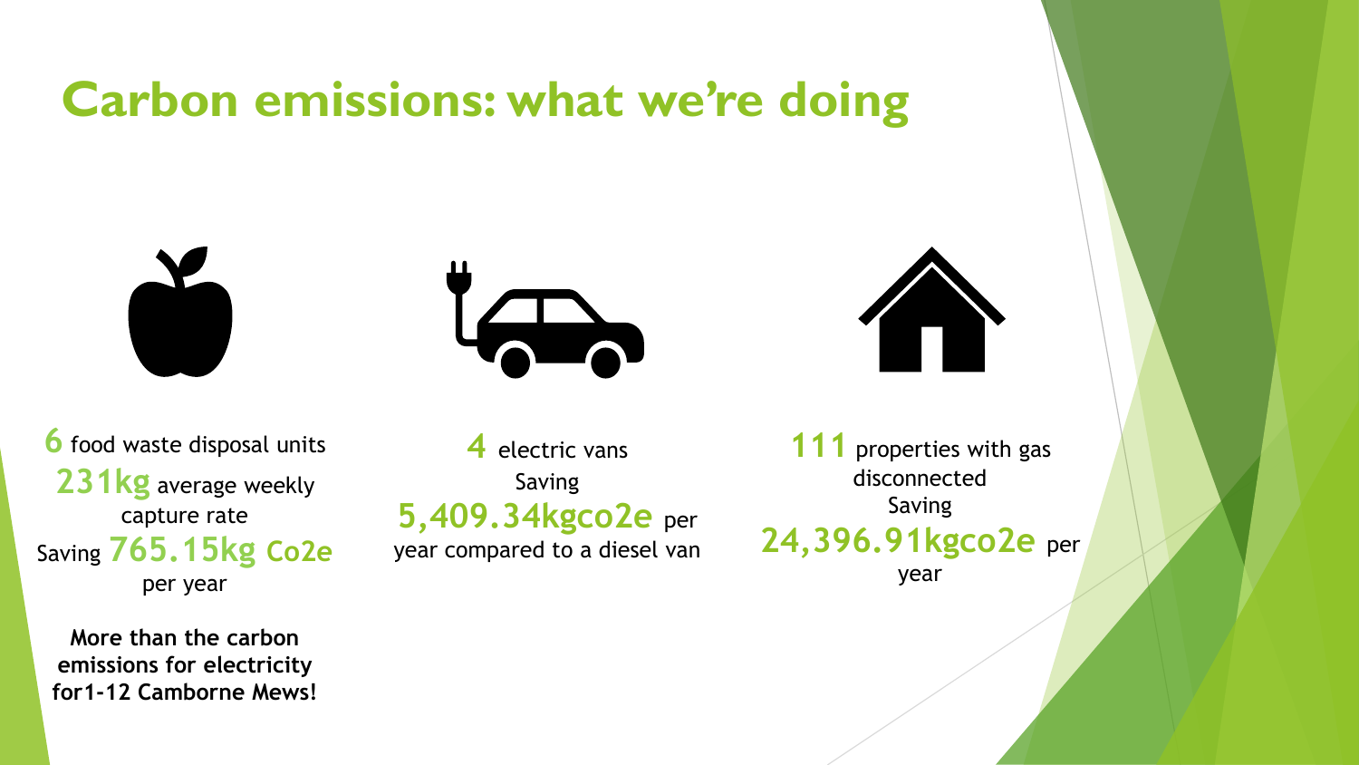# Carbon emissions: what we're doing

**6** food waste disposal units
**231kg** average weekly capture rate
Saving **765.15kg Co2e** per year

**More than the carbon emissions for electricity for1-12 Camborne Mews!**

**4** electric vans
Saving
**5,409.34kgco2e** per year compared to a diesel van

**111** properties with gas disconnected
Saving
**24,396.91kgco2e** per year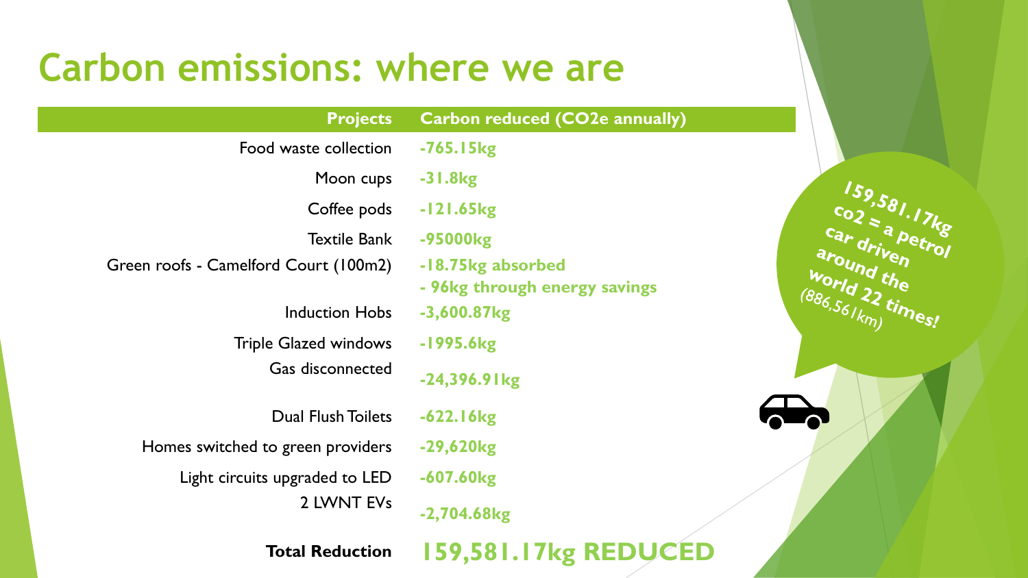# Carbon emissions: where we are

| Projects | Carbon reduced (CO2e annually) |
|---|---|
| Food waste collection | -765.15kg |
| Moon cups | -31.8kg |
| Coffee pods | -121.65kg |
| Textile Bank | -95000kg |
| Green roofs - Camelford Court (100m2) | -18.75kg absorbed<br>- 96kg through energy savings |
| Induction Hobs | -3,600.87kg |
| Triple Glazed windows | -1995.6kg |
| Gas disconnected | -24,396.91kg |
| Dual Flush Toilets | -622.16kg |
| Homes switched to green providers | -29,620kg |
| Light circuits upgraded to LED | -607.60kg |
| 2 LWNT EVs | -2,704.68kg |
| **Total Reduction** | **159,581.17kg REDUCED** |

**159,581.17kg co2 = a petrol car driven around the world 22 times!** (886,561km)